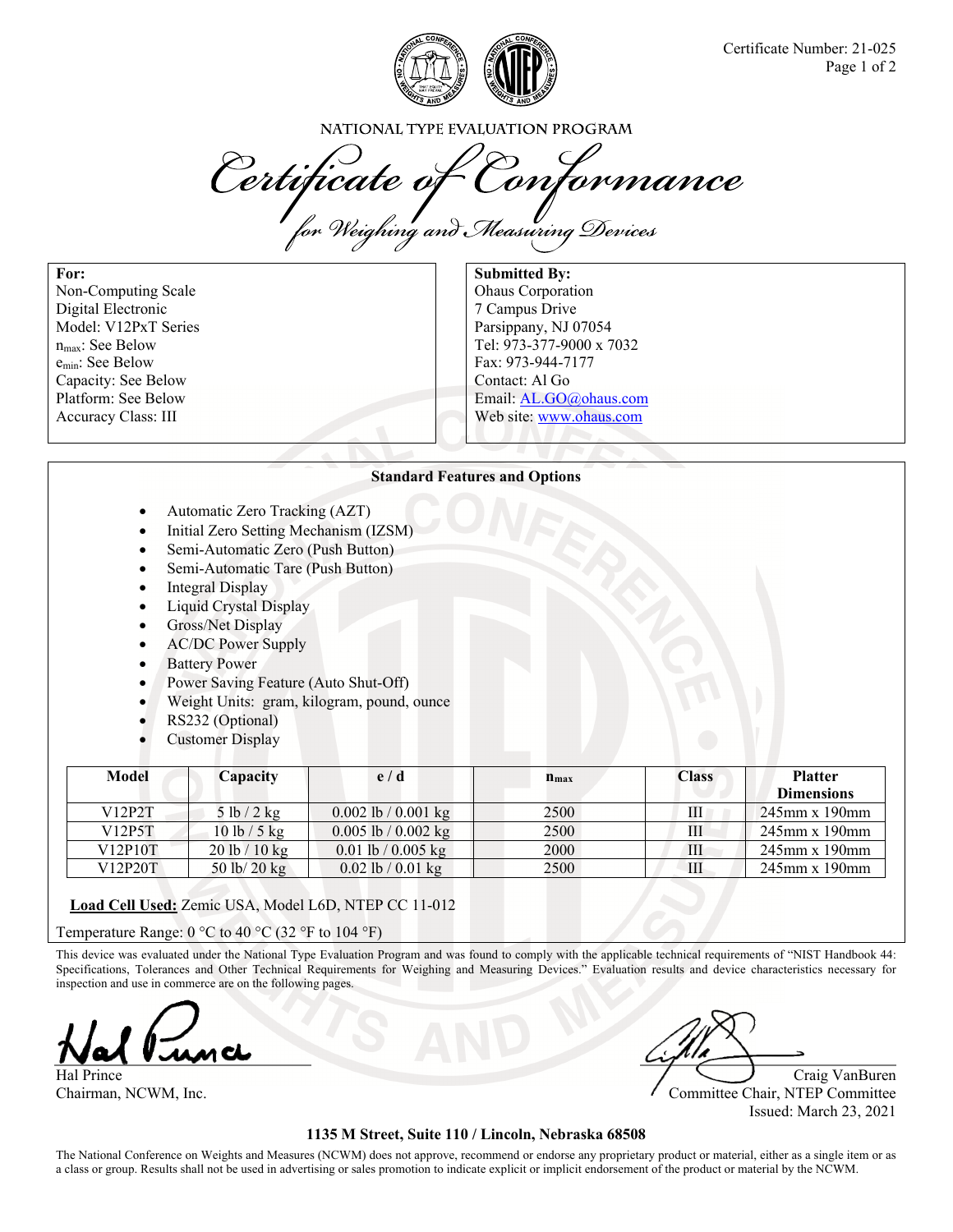Certificate Number: 21-025

NATIONAL TYPE EVALUATION PROGRAM

# Certificate of Conformance

## for Weighing and Measuring Devices

**For:**
Non-Computing Scale
Digital Electronic
Model: V12PxT Series
$n_{max}$: See Below
$e_{min}$: See Below
Capacity: See Below
Platform: See Below
Accuracy Class: III

**Submitted By:**
Ohaus Corporation
7 Campus Drive
Parsippany, NJ 07054
Tel: 973-377-9000 x 7032
Fax: 973-944-7177
Contact: Al Go
Email: AL.GO@ohaus.com
Web site: www.ohaus.com

**Standard Features and Options**

- Automatic Zero Tracking (AZT)
- Initial Zero Setting Mechanism (IZSM)
- Semi-Automatic Zero (Push Button)
- Semi-Automatic Tare (Push Button)
- Integral Display
- Liquid Crystal Display
- Gross/Net Display
- AC/DC Power Supply
- Battery Power
- Power Saving Feature (Auto Shut-Off)
- Weight Units: gram, kilogram, pound, ounce
- RS232 (Optional)
- Customer Display

| Model | Capacity | e / d | $n_{max}$ | Class | Platter Dimensions |
|---|---|---|---|---|---|
| V12P2T | 5 lb / 2 kg | 0.002 lb / 0.001 kg | 2500 | III | 245mm x 190mm |
| V12P5T | 10 lb / 5 kg | 0.005 lb / 0.002 kg | 2500 | III | 245mm x 190mm |
| V12P10T | 20 lb / 10 kg | 0.01 lb / 0.005 kg | 2000 | III | 245mm x 190mm |
| V12P20T | 50 lb/ 20 kg | 0.02 lb / 0.01 kg | 2500 | III | 245mm x 190mm |

**Load Cell Used:** Zemic USA, Model L6D, NTEP CC 11-012

Temperature Range: 0 °C to 40 °C (32 °F to 104 °F)

This device was evaluated under the National Type Evaluation Program and was found to comply with the applicable technical requirements of "NIST Handbook 44: Specifications, Tolerances and Other Technical Requirements for Weighing and Measuring Devices." Evaluation results and device characteristics necessary for inspection and use in commerce are on the following pages.

Hal Prince
Chairman, NCWM, Inc.

Craig VanBuren
Committee Chair, NTEP Committee
Issued: March 23, 2021

**1135 M Street, Suite 110 / Lincoln, Nebraska 68508**

The National Conference on Weights and Measures (NCWM) does not approve, recommend or endorse any proprietary product or material, either as a single item or as a class or group. Results shall not be used in advertising or sales promotion to indicate explicit or implicit endorsement of the product or material by the NCWM.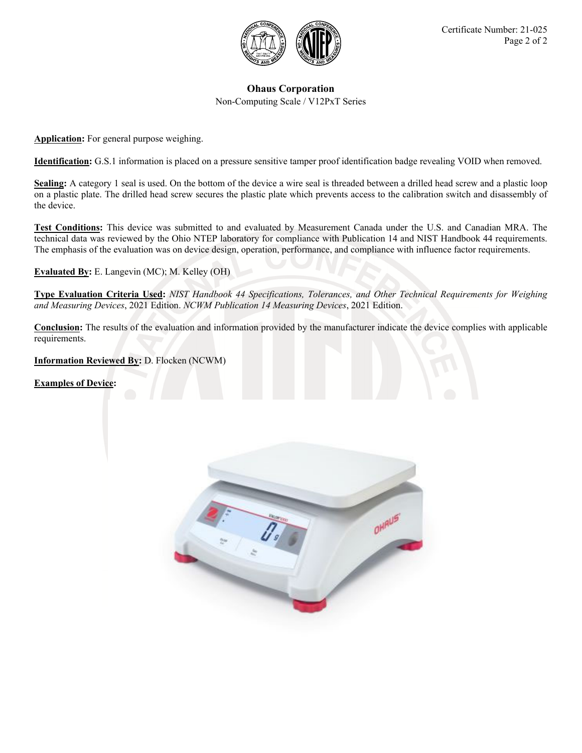Certificate Number: 21-025

**Ohaus Corporation**

Non-Computing Scale / V12PxT Series

**Application:** For general purpose weighing.

**Identification:** G.S.1 information is placed on a pressure sensitive tamper proof identification badge revealing VOID when removed.

**Sealing:** A category 1 seal is used. On the bottom of the device a wire seal is threaded between a drilled head screw and a plastic loop on a plastic plate. The drilled head screw secures the plastic plate which prevents access to the calibration switch and disassembly of the device.

**Test Conditions:** This device was submitted to and evaluated by Measurement Canada under the U.S. and Canadian MRA. The technical data was reviewed by the Ohio NTEP laboratory for compliance with Publication 14 and NIST Handbook 44 requirements. The emphasis of the evaluation was on device design, operation, performance, and compliance with influence factor requirements.

**Evaluated By:** E. Langevin (MC); M. Kelley (OH)

**Type Evaluation Criteria Used:** *NIST Handbook 44 Specifications, Tolerances, and Other Technical Requirements for Weighing and Measuring Devices*, 2021 Edition. *NCWM Publication 14 Measuring Devices*, 2021 Edition.

**Conclusion:** The results of the evaluation and information provided by the manufacturer indicate the device complies with applicable requirements.

**Information Reviewed By:** D. Flocken (NCWM)

**Examples of Device:**